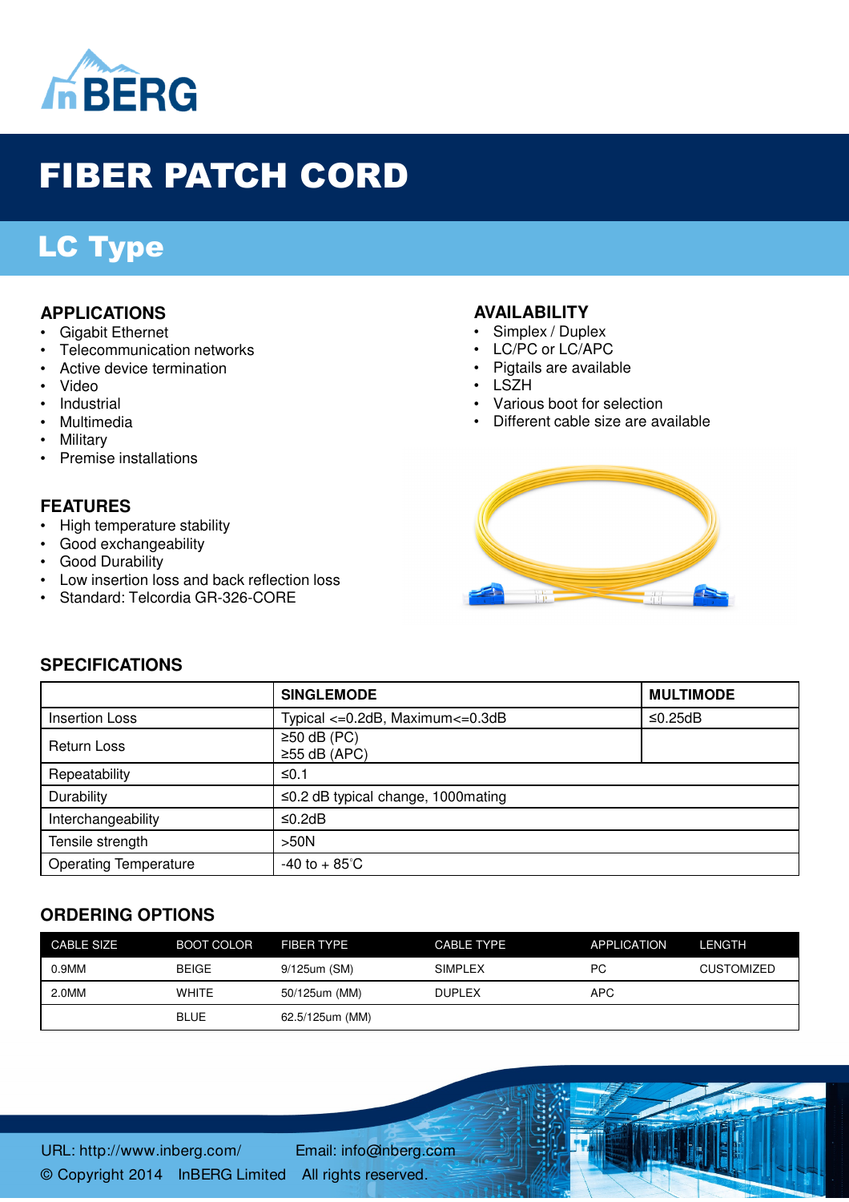InBERG

# FIBER PATCH CORD

## LC Type

### APPLICATIONS

- Gigabit Ethernet
- Telecommunication networks
- Active device termination
- Video
- Industrial
- Multimedia
- Military
- Premise installations

### AVAILABILITY

- Simplex / Duplex
- LC/PC or LC/APC
- Pigtails are available
- LSZH
- Various boot for selection
- Different cable size are available

### FEATURES

- High temperature stability
- Good exchangeability
- Good Durability
- Low insertion loss and back reflection loss
- Standard: Telcordia GR-326-CORE

### SPECIFICATIONS

| | SINGLEMODE | MULTIMODE |
|---|---|---|
| Insertion Loss | Typical <=0.2dB, Maximum<=0.3dB | ≤0.25dB |
| Return Loss | ≥50 dB (PC)<br>≥55 dB (APC) | |
| Repeatability | ≤0.1 | |
| Durability | ≤0.2 dB typical change, 1000mating | |
| Interchangeability | ≤0.2dB | |
| Tensile strength | >50N | |
| Operating Temperature | -40 to + 85°C | |

### ORDERING OPTIONS

| CABLE SIZE | BOOT COLOR | FIBER TYPE | CABLE TYPE | APPLICATION | LENGTH |
|---|---|---|---|---|---|
| 0.9MM | BEIGE | 9/125um (SM) | SIMPLEX | PC | CUSTOMIZED |
| 2.0MM | WHITE | 50/125um (MM) | DUPLEX | APC | |
| | BLUE | 62.5/125um (MM) | | | |

URL: http://www.inberg.com/ Email: info@inberg.com
© Copyright 2014 InBERG Limited All rights reserved.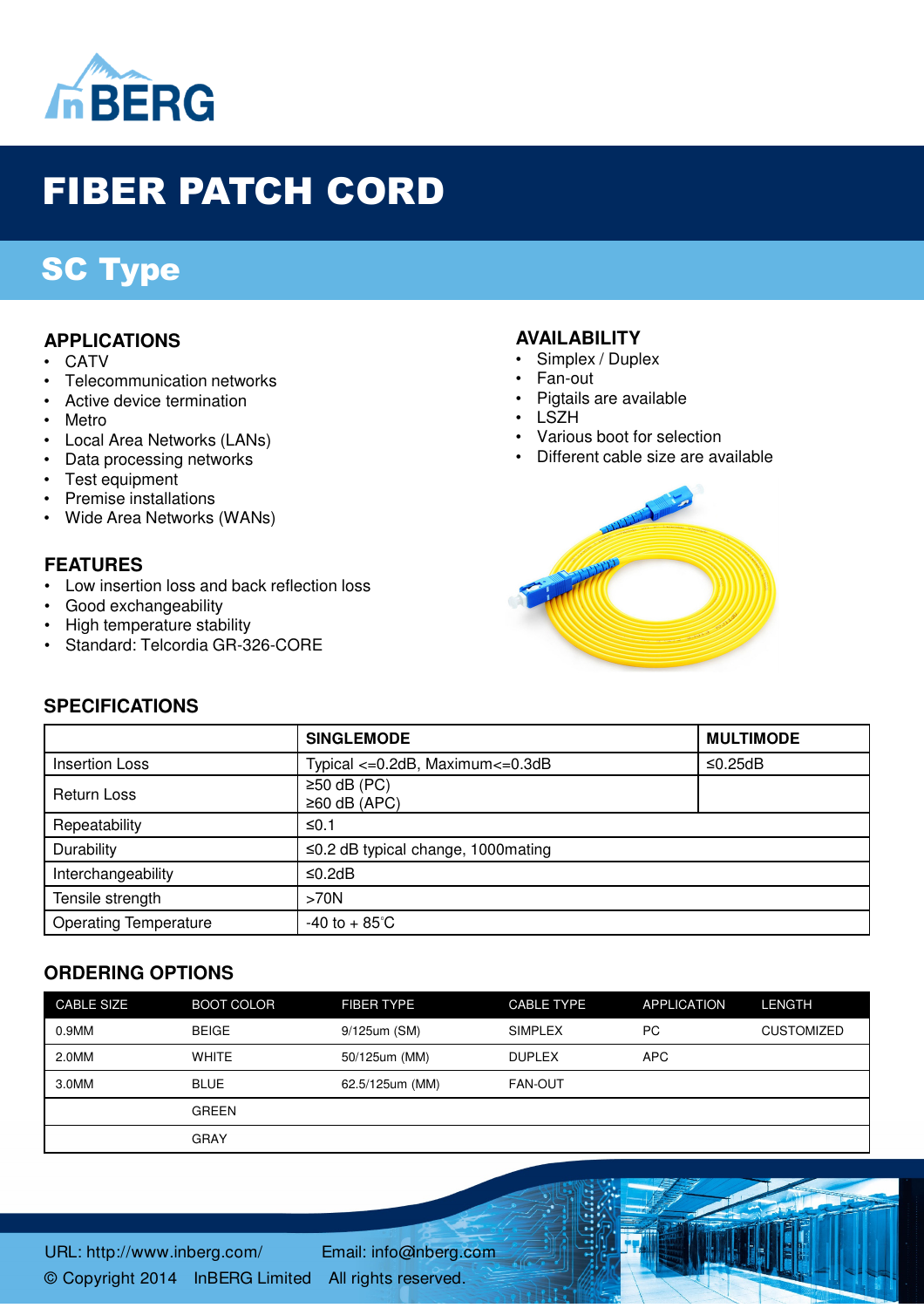# FIBER PATCH CORD

## SC Type

### APPLICATIONS

- CATV
- Telecommunication networks
- Active device termination
- Metro
- Local Area Networks (LANs)
- Data processing networks
- Test equipment
- Premise installations
- Wide Area Networks (WANs)

### AVAILABILITY

- Simplex / Duplex
- Fan-out
- Pigtails are available
- LSZH
- Various boot for selection
- Different cable size are available

### FEATURES

- Low insertion loss and back reflection loss
- Good exchangeability
- High temperature stability
- Standard: Telcordia GR-326-CORE

### SPECIFICATIONS

| | SINGLEMODE | MULTIMODE |
|---|---|---|
| Insertion Loss | Typical <=0.2dB, Maximum<=0.3dB | ≤0.25dB |
| Return Loss | ≥50 dB (PC)<br>≥60 dB (APC) | |
| Repeatability | ≤0.1 | |
| Durability | ≤0.2 dB typical change, 1000mating | |
| Interchangeability | ≤0.2dB | |
| Tensile strength | >70N | |
| Operating Temperature | -40 to + 85°C | |

### ORDERING OPTIONS

| CABLE SIZE | BOOT COLOR | FIBER TYPE | CABLE TYPE | APPLICATION | LENGTH |
|---|---|---|---|---|---|
| 0.9MM | BEIGE | 9/125um (SM) | SIMPLEX | PC | CUSTOMIZED |
| 2.0MM | WHITE | 50/125um (MM) | DUPLEX | APC | |
| 3.0MM | BLUE | 62.5/125um (MM) | FAN-OUT | | |
| | GREEN | | | | |
| | GRAY | | | | |

URL: http://www.inberg.com/ Email: info@inberg.com

© Copyright 2014 InBERG Limited All rights reserved.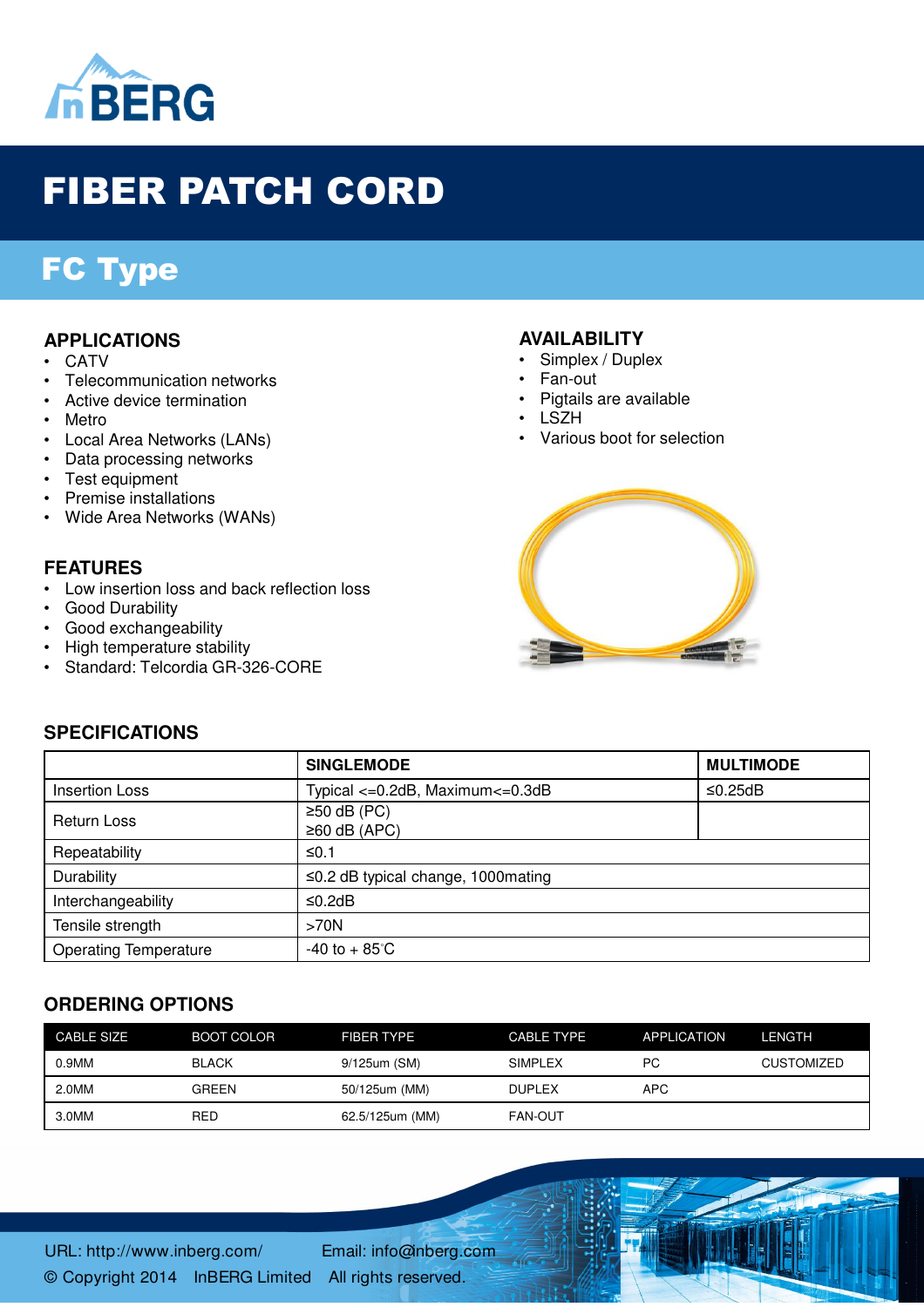# FIBER PATCH CORD

## FC Type

### APPLICATIONS

- CATV
- Telecommunication networks
- Active device termination
- Metro
- Local Area Networks (LANs)
- Data processing networks
- Test equipment
- Premise installations
- Wide Area Networks (WANs)

### AVAILABILITY

- Simplex / Duplex
- Fan-out
- Pigtails are available
- LSZH
- Various boot for selection

### FEATURES

- Low insertion loss and back reflection loss
- Good Durability
- Good exchangeability
- High temperature stability
- Standard: Telcordia GR-326-CORE

### SPECIFICATIONS

| | SINGLEMODE | MULTIMODE |
|---|---|---|
| Insertion Loss | Typical <=0.2dB, Maximum<=0.3dB | ≤0.25dB |
| Return Loss | ≥50 dB (PC)<br>≥60 dB (APC) | |
| Repeatability | ≤0.1 | |
| Durability | ≤0.2 dB typical change, 1000mating | |
| Interchangeability | ≤0.2dB | |
| Tensile strength | >70N | |
| Operating Temperature | -40 to + 85°C | |

### ORDERING OPTIONS

| CABLE SIZE | BOOT COLOR | FIBER TYPE | CABLE TYPE | APPLICATION | LENGTH |
|---|---|---|---|---|---|
| 0.9MM | BLACK | 9/125um (SM) | SIMPLEX | PC | CUSTOMIZED |
| 2.0MM | GREEN | 50/125um (MM) | DUPLEX | APC | |
| 3.0MM | RED | 62.5/125um (MM) | FAN-OUT | | |

URL: http://www.inberg.com/ Email: info@inberg.com

© Copyright 2014 InBERG Limited All rights reserved.